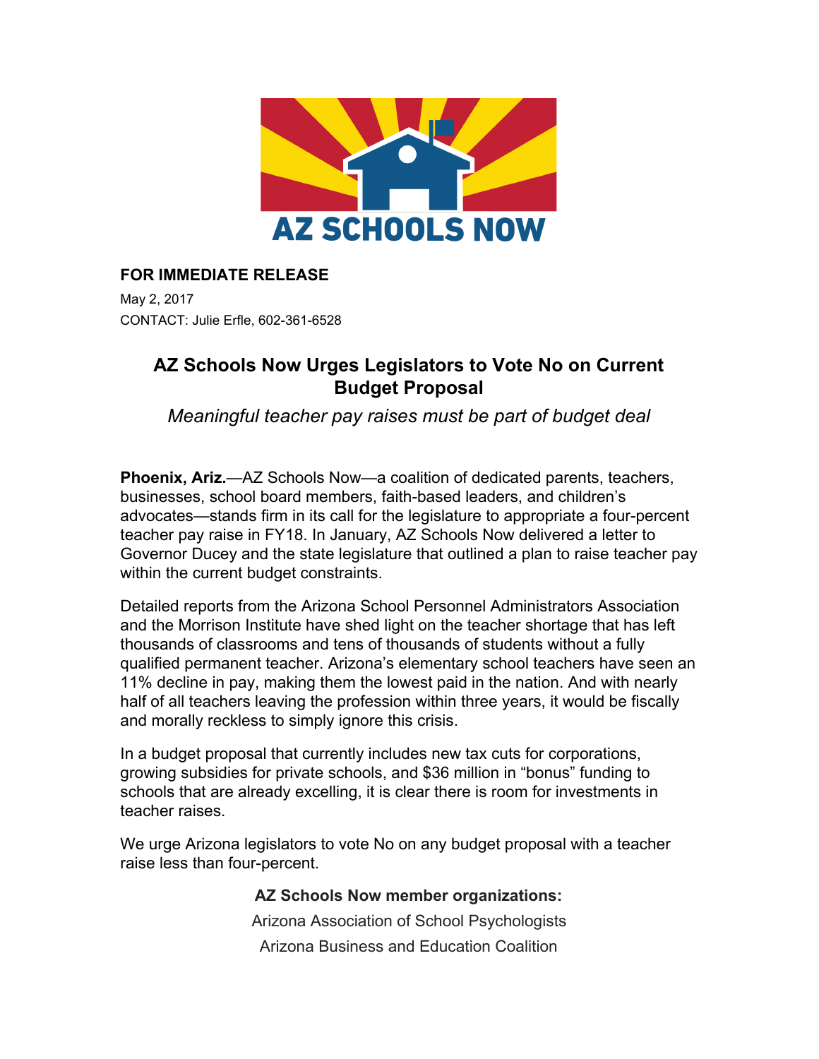AZ SCHOOLS NOW

**FOR IMMEDIATE RELEASE**

May 2, 2017

CONTACT: Julie Erfle, 602-361-6528

# AZ Schools Now Urges Legislators to Vote No on Current Budget Proposal

*Meaningful teacher pay raises must be part of budget deal*

**Phoenix, Ariz.**—AZ Schools Now—a coalition of dedicated parents, teachers, businesses, school board members, faith-based leaders, and children's advocates—stands firm in its call for the legislature to appropriate a four-percent teacher pay raise in FY18. In January, AZ Schools Now delivered a letter to Governor Ducey and the state legislature that outlined a plan to raise teacher pay within the current budget constraints.

Detailed reports from the Arizona School Personnel Administrators Association and the Morrison Institute have shed light on the teacher shortage that has left thousands of classrooms and tens of thousands of students without a fully qualified permanent teacher. Arizona's elementary school teachers have seen an 11% decline in pay, making them the lowest paid in the nation. And with nearly half of all teachers leaving the profession within three years, it would be fiscally and morally reckless to simply ignore this crisis.

In a budget proposal that currently includes new tax cuts for corporations, growing subsidies for private schools, and $36 million in "bonus" funding to schools that are already excelling, it is clear there is room for investments in teacher raises.

We urge Arizona legislators to vote No on any budget proposal with a teacher raise less than four-percent.

**AZ Schools Now member organizations:**

Arizona Association of School Psychologists

Arizona Business and Education Coalition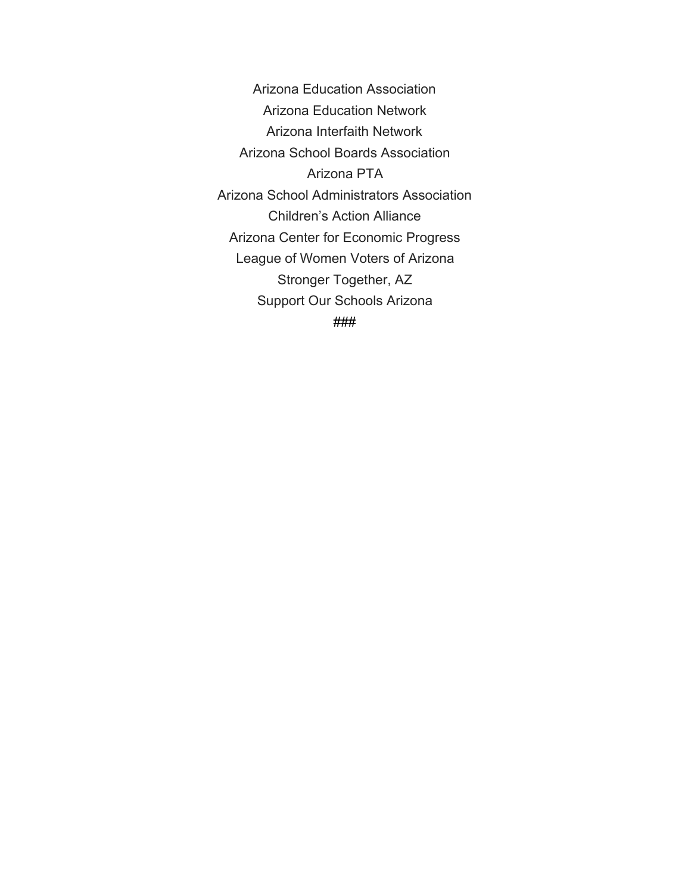Arizona Education Association

Arizona Education Network

Arizona Interfaith Network

Arizona School Boards Association

Arizona PTA

Arizona School Administrators Association

Children's Action Alliance

Arizona Center for Economic Progress

League of Women Voters of Arizona

Stronger Together, AZ

Support Our Schools Arizona

###